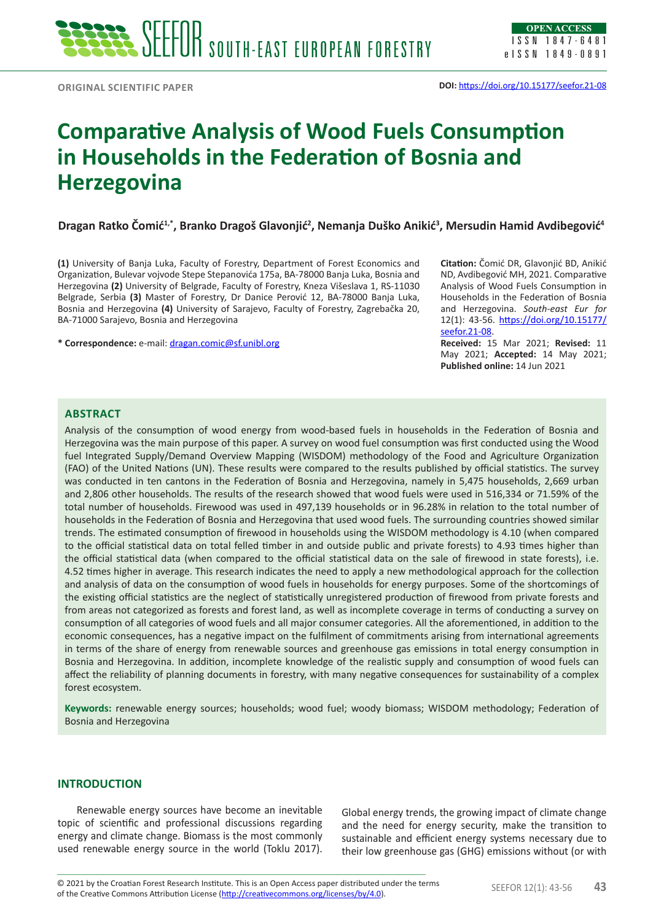ORIGINAL SCIENTIFIC PAPER

DOI: https://doi.org/10.15177/seefor.21-08

# Comparative Analysis of Wood Fuels Consumption in Households in the Federation of Bosnia and Herzegovina

**Dragan Ratko Čomić[1,*], Branko Dragoš Glavonjić[2], Nemanja Duško Anikić[3], Mersudin Hamid Avdibegović[4]**

**(1)** University of Banja Luka, Faculty of Forestry, Department of Forest Economics and Organization, Bulevar vojvode Stepe Stepanovića 175a, BA-78000 Banja Luka, Bosnia and Herzegovina **(2)** University of Belgrade, Faculty of Forestry, Kneza Višeslava 1, RS-11030 Belgrade, Serbia **(3)** Master of Forestry, Dr Danice Perović 12, BA-78000 Banja Luka, Bosnia and Herzegovina **(4)** University of Sarajevo, Faculty of Forestry, Zagrebačka 20, BA-71000 Sarajevo, Bosnia and Herzegovina

**\* Correspondence:** e-mail: dragan.comic@sf.unibl.org

**Citation:** Čomić DR, Glavonjić BD, Anikić ND, Avdibegović MH, 2021. Comparative Analysis of Wood Fuels Consumption in Households in the Federation of Bosnia and Herzegovina. *South-east Eur for* 12(1): 43-56. https://doi.org/10.15177/seefor.21-08.

**Received:** 15 Mar 2021; **Revised:** 11 May 2021; **Accepted:** 14 May 2021; **Published online:** 14 Jun 2021

## ABSTRACT

Analysis of the consumption of wood energy from wood-based fuels in households in the Federation of Bosnia and Herzegovina was the main purpose of this paper. A survey on wood fuel consumption was first conducted using the Wood fuel Integrated Supply/Demand Overview Mapping (WISDOM) methodology of the Food and Agriculture Organization (FAO) of the United Nations (UN). These results were compared to the results published by official statistics. The survey was conducted in ten cantons in the Federation of Bosnia and Herzegovina, namely in 5,475 households, 2,669 urban and 2,806 other households. The results of the research showed that wood fuels were used in 516,334 or 71.59% of the total number of households. Firewood was used in 497,139 households or in 96.28% in relation to the total number of households in the Federation of Bosnia and Herzegovina that used wood fuels. The surrounding countries showed similar trends. The estimated consumption of firewood in households using the WISDOM methodology is 4.10 (when compared to the official statistical data on total felled timber in and outside public and private forests) to 4.93 times higher than the official statistical data (when compared to the official statistical data on the sale of firewood in state forests), i.e. 4.52 times higher in average. This research indicates the need to apply a new methodological approach for the collection and analysis of data on the consumption of wood fuels in households for energy purposes. Some of the shortcomings of the existing official statistics are the neglect of statistically unregistered production of firewood from private forests and from areas not categorized as forests and forest land, as well as incomplete coverage in terms of conducting a survey on consumption of all categories of wood fuels and all major consumer categories. All the aforementioned, in addition to the economic consequences, has a negative impact on the fulfilment of commitments arising from international agreements in terms of the share of energy from renewable sources and greenhouse gas emissions in total energy consumption in Bosnia and Herzegovina. In addition, incomplete knowledge of the realistic supply and consumption of wood fuels can affect the reliability of planning documents in forestry, with many negative consequences for sustainability of a complex forest ecosystem.

**Keywords:** renewable energy sources; households; wood fuel; woody biomass; WISDOM methodology; Federation of Bosnia and Herzegovina

## INTRODUCTION

Renewable energy sources have become an inevitable topic of scientific and professional discussions regarding energy and climate change. Biomass is the most commonly used renewable energy source in the world (Toklu 2017). Global energy trends, the growing impact of climate change and the need for energy security, make the transition to sustainable and efficient energy systems necessary due to their low greenhouse gas (GHG) emissions without (or with

© 2021 by the Croatian Forest Research Institute. This is an Open Access paper distributed under the terms of the Creative Commons Attribution License (http://creativecommons.org/licenses/by/4.0).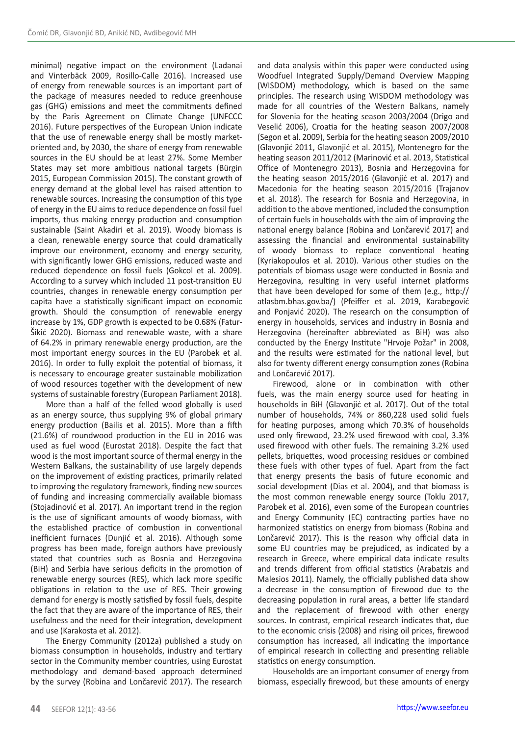minimal) negative impact on the environment (Ladanai and Vinterbäck 2009, Rosillo-Calle 2016). Increased use of energy from renewable sources is an important part of the package of measures needed to reduce greenhouse gas (GHG) emissions and meet the commitments defined by the Paris Agreement on Climate Change (UNFCCC 2016). Future perspectives of the European Union indicate that the use of renewable energy shall be mostly market-oriented and, by 2030, the share of energy from renewable sources in the EU should be at least 27%. Some Member States may set more ambitious national targets (Bürgin 2015, European Commission 2015). The constant growth of energy demand at the global level has raised attention to renewable sources. Increasing the consumption of this type of energy in the EU aims to reduce dependence on fossil fuel imports, thus making energy production and consumption sustainable (Saint Akadiri et al. 2019). Woody biomass is a clean, renewable energy source that could dramatically improve our environment, economy and energy security, with significantly lower GHG emissions, reduced waste and reduced dependence on fossil fuels (Gokcol et al. 2009). According to a survey which included 11 post-transition EU countries, changes in renewable energy consumption per capita have a statistically significant impact on economic growth. Should the consumption of renewable energy increase by 1%, GDP growth is expected to be 0.68% (Fatur-Šikić 2020). Biomass and renewable waste, with a share of 64.2% in primary renewable energy production, are the most important energy sources in the EU (Parobek et al. 2016). In order to fully exploit the potential of biomass, it is necessary to encourage greater sustainable mobilization of wood resources together with the development of new systems of sustainable forestry (European Parliament 2018).

More than a half of the felled wood globally is used as an energy source, thus supplying 9% of global primary energy production (Bailis et al. 2015). More than a fifth (21.6%) of roundwood production in the EU in 2016 was used as fuel wood (Eurostat 2018). Despite the fact that wood is the most important source of thermal energy in the Western Balkans, the sustainability of use largely depends on the improvement of existing practices, primarily related to improving the regulatory framework, finding new sources of funding and increasing commercially available biomass (Stojadinović et al. 2017). An important trend in the region is the use of significant amounts of woody biomass, with the established practice of combustion in conventional inefficient furnaces (Dunjić et al. 2016). Although some progress has been made, foreign authors have previously stated that countries such as Bosnia and Herzegovina (BiH) and Serbia have serious deficits in the promotion of renewable energy sources (RES), which lack more specific obligations in relation to the use of RES. Their growing demand for energy is mostly satisfied by fossil fuels, despite the fact that they are aware of the importance of RES, their usefulness and the need for their integration, development and use (Karakosta et al. 2012).

The Energy Community (2012a) published a study on biomass consumption in households, industry and tertiary sector in the Community member countries, using Eurostat methodology and demand-based approach determined by the survey (Robina and Lončarević 2017). The research and data analysis within this paper were conducted using Woodfuel Integrated Supply/Demand Overview Mapping (WISDOM) methodology, which is based on the same principles. The research using WISDOM methodology was made for all countries of the Western Balkans, namely for Slovenia for the heating season 2003/2004 (Drigo and Veselić 2006), Croatia for the heating season 2007/2008 (Segon et al. 2009), Serbia for the heating season 2009/2010 (Glavonjić 2011, Glavonjić et al. 2015), Montenegro for the heating season 2011/2012 (Marinović et al. 2013, Statistical Office of Montenegro 2013), Bosnia and Herzegovina for the heating season 2015/2016 (Glavonjić et al. 2017) and Macedonia for the heating season 2015/2016 (Trajanov et al. 2018). The research for Bosnia and Herzegovina, in addition to the above mentioned, included the consumption of certain fuels in households with the aim of improving the national energy balance (Robina and Lončarević 2017) and assessing the financial and environmental sustainability of woody biomass to replace conventional heating (Kyriakopoulos et al. 2010). Various other studies on the potentials of biomass usage were conducted in Bosnia and Herzegovina, resulting in very useful internet platforms that have been developed for some of them (e.g., http://atlasbm.bhas.gov.ba/) (Pfeiffer et al. 2019, Karabegović and Ponjavić 2020). The research on the consumption of energy in households, services and industry in Bosnia and Herzegovina (hereinafter abbreviated as BiH) was also conducted by the Energy Institute "Hrvoje Požar" in 2008, and the results were estimated for the national level, but also for twenty different energy consumption zones (Robina and Lončarević 2017).

Firewood, alone or in combination with other fuels, was the main energy source used for heating in households in BiH (Glavonjić et al. 2017). Out of the total number of households, 74% or 860,228 used solid fuels for heating purposes, among which 70.3% of households used only firewood, 23.2% used firewood with coal, 3.3% used firewood with other fuels. The remaining 3.2% used pellets, briquettes, wood processing residues or combined these fuels with other types of fuel. Apart from the fact that energy presents the basis of future economic and social development (Dias et al. 2004), and that biomass is the most common renewable energy source (Toklu 2017, Parobek et al. 2016), even some of the European countries and Energy Community (EC) contracting parties have no harmonized statistics on energy from biomass (Robina and Lončarević 2017). This is the reason why official data in some EU countries may be prejudiced, as indicated by a research in Greece, where empirical data indicate results and trends different from official statistics (Arabatzis and Malesios 2011). Namely, the officially published data show a decrease in the consumption of firewood due to the decreasing population in rural areas, a better life standard and the replacement of firewood with other energy sources. In contrast, empirical research indicates that, due to the economic crisis (2008) and rising oil prices, firewood consumption has increased, all indicating the importance of empirical research in collecting and presenting reliable statistics on energy consumption.

Households are an important consumer of energy from biomass, especially firewood, but these amounts of energy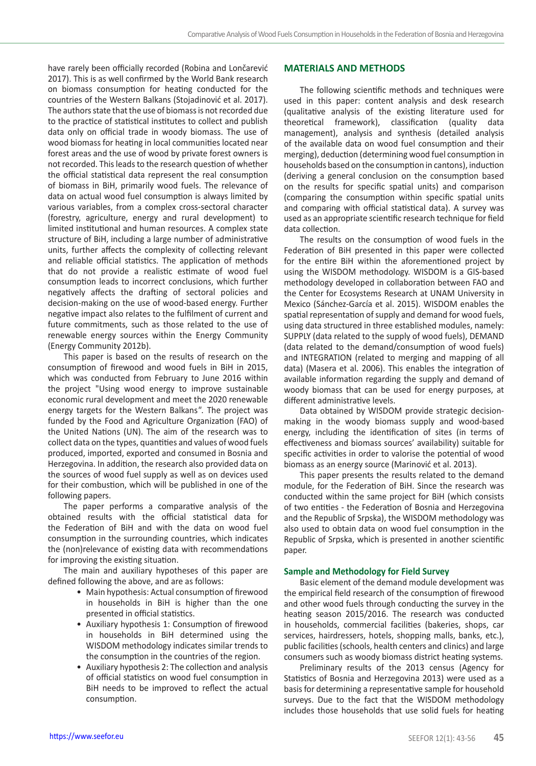have rarely been officially recorded (Robina and Lončarević 2017). This is as well confirmed by the World Bank research on biomass consumption for heating conducted for the countries of the Western Balkans (Stojadinović et al. 2017). The authors state that the use of biomass is not recorded due to the practice of statistical institutes to collect and publish data only on official trade in woody biomass. The use of wood biomass for heating in local communities located near forest areas and the use of wood by private forest owners is not recorded. This leads to the research question of whether the official statistical data represent the real consumption of biomass in BiH, primarily wood fuels. The relevance of data on actual wood fuel consumption is always limited by various variables, from a complex cross-sectoral character (forestry, agriculture, energy and rural development) to limited institutional and human resources. A complex state structure of BiH, including a large number of administrative units, further affects the complexity of collecting relevant and reliable official statistics. The application of methods that do not provide a realistic estimate of wood fuel consumption leads to incorrect conclusions, which further negatively affects the drafting of sectoral policies and decision-making on the use of wood-based energy. Further negative impact also relates to the fulfilment of current and future commitments, such as those related to the use of renewable energy sources within the Energy Community (Energy Community 2012b).

This paper is based on the results of research on the consumption of firewood and wood fuels in BiH in 2015, which was conducted from February to June 2016 within the project "Using wood energy to improve sustainable economic rural development and meet the 2020 renewable energy targets for the Western Balkans". The project was funded by the Food and Agriculture Organization (FAO) of the United Nations (UN). The aim of the research was to collect data on the types, quantities and values of wood fuels produced, imported, exported and consumed in Bosnia and Herzegovina. In addition, the research also provided data on the sources of wood fuel supply as well as on devices used for their combustion, which will be published in one of the following papers.

The paper performs a comparative analysis of the obtained results with the official statistical data for the Federation of BiH and with the data on wood fuel consumption in the surrounding countries, which indicates the (non)relevance of existing data with recommendations for improving the existing situation.

The main and auxiliary hypotheses of this paper are defined following the above, and are as follows:

- Main hypothesis: Actual consumption of firewood in households in BiH is higher than the one presented in official statistics.
- Auxiliary hypothesis 1: Consumption of firewood in households in BiH determined using the WISDOM methodology indicates similar trends to the consumption in the countries of the region.
- Auxiliary hypothesis 2: The collection and analysis of official statistics on wood fuel consumption in BiH needs to be improved to reflect the actual consumption.

## MATERIALS AND METHODS

The following scientific methods and techniques were used in this paper: content analysis and desk research (qualitative analysis of the existing literature used for theoretical framework), classification (quality data management), analysis and synthesis (detailed analysis of the available data on wood fuel consumption and their merging), deduction (determining wood fuel consumption in households based on the consumption in cantons), induction (deriving a general conclusion on the consumption based on the results for specific spatial units) and comparison (comparing the consumption within specific spatial units and comparing with official statistical data). A survey was used as an appropriate scientific research technique for field data collection.

The results on the consumption of wood fuels in the Federation of BiH presented in this paper were collected for the entire BiH within the aforementioned project by using the WISDOM methodology. WISDOM is a GIS-based methodology developed in collaboration between FAO and the Center for Ecosystems Research at UNAM University in Mexico (Sánchez-García et al. 2015). WISDOM enables the spatial representation of supply and demand for wood fuels, using data structured in three established modules, namely: SUPPLY (data related to the supply of wood fuels), DEMAND (data related to the demand/consumption of wood fuels) and INTEGRATION (related to merging and mapping of all data) (Masera et al. 2006). This enables the integration of available information regarding the supply and demand of woody biomass that can be used for energy purposes, at different administrative levels.

Data obtained by WISDOM provide strategic decision-making in the woody biomass supply and wood-based energy, including the identification of sites (in terms of effectiveness and biomass sources' availability) suitable for specific activities in order to valorise the potential of wood biomass as an energy source (Marinović et al. 2013).

This paper presents the results related to the demand module, for the Federation of BiH. Since the research was conducted within the same project for BiH (which consists of two entities - the Federation of Bosnia and Herzegovina and the Republic of Srpska), the WISDOM methodology was also used to obtain data on wood fuel consumption in the Republic of Srpska, which is presented in another scientific paper.

### Sample and Methodology for Field Survey

Basic element of the demand module development was the empirical field research of the consumption of firewood and other wood fuels through conducting the survey in the heating season 2015/2016. The research was conducted in households, commercial facilities (bakeries, shops, car services, hairdressers, hotels, shopping malls, banks, etc.), public facilities (schools, health centers and clinics) and large consumers such as woody biomass district heating systems.

Preliminary results of the 2013 census (Agency for Statistics of Bosnia and Herzegovina 2013) were used as a basis for determining a representative sample for household surveys. Due to the fact that the WISDOM methodology includes those households that use solid fuels for heating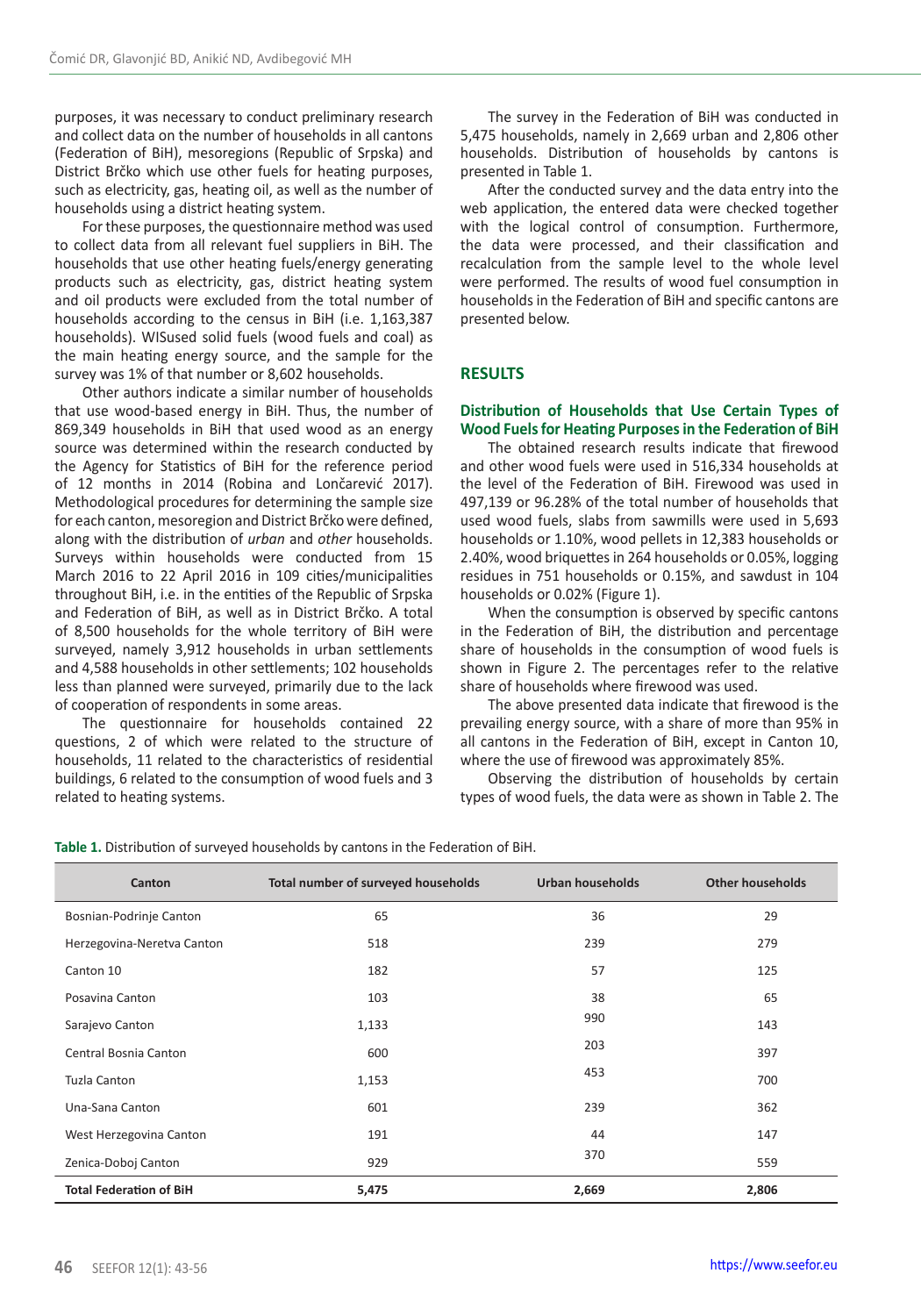purposes, it was necessary to conduct preliminary research and collect data on the number of households in all cantons (Federation of BiH), mesoregions (Republic of Srpska) and District Brčko which use other fuels for heating purposes, such as electricity, gas, heating oil, as well as the number of households using a district heating system.

For these purposes, the questionnaire method was used to collect data from all relevant fuel suppliers in BiH. The households that use other heating fuels/energy generating products such as electricity, gas, district heating system and oil products were excluded from the total number of households according to the census in BiH (i.e. 1,163,387 households). WISused solid fuels (wood fuels and coal) as the main heating energy source, and the sample for the survey was 1% of that number or 8,602 households.

Other authors indicate a similar number of households that use wood-based energy in BiH. Thus, the number of 869,349 households in BiH that used wood as an energy source was determined within the research conducted by the Agency for Statistics of BiH for the reference period of 12 months in 2014 (Robina and Lončarević 2017). Methodological procedures for determining the sample size for each canton, mesoregion and District Brčko were defined, along with the distribution of *urban* and *other* households. Surveys within households were conducted from 15 March 2016 to 22 April 2016 in 109 cities/municipalities throughout BiH, i.e. in the entities of the Republic of Srpska and Federation of BiH, as well as in District Brčko. A total of 8,500 households for the whole territory of BiH were surveyed, namely 3,912 households in urban settlements and 4,588 households in other settlements; 102 households less than planned were surveyed, primarily due to the lack of cooperation of respondents in some areas.

The questionnaire for households contained 22 questions, 2 of which were related to the structure of households, 11 related to the characteristics of residential buildings, 6 related to the consumption of wood fuels and 3 related to heating systems.

The survey in the Federation of BiH was conducted in 5,475 households, namely in 2,669 urban and 2,806 other households. Distribution of households by cantons is presented in Table 1.

After the conducted survey and the data entry into the web application, the entered data were checked together with the logical control of consumption. Furthermore, the data were processed, and their classification and recalculation from the sample level to the whole level were performed. The results of wood fuel consumption in households in the Federation of BiH and specific cantons are presented below.

## RESULTS

### Distribution of Households that Use Certain Types of Wood Fuels for Heating Purposes in the Federation of BiH

The obtained research results indicate that firewood and other wood fuels were used in 516,334 households at the level of the Federation of BiH. Firewood was used in 497,139 or 96.28% of the total number of households that used wood fuels, slabs from sawmills were used in 5,693 households or 1.10%, wood pellets in 12,383 households or 2.40%, wood briquettes in 264 households or 0.05%, logging residues in 751 households or 0.15%, and sawdust in 104 households or 0.02% (Figure 1).

When the consumption is observed by specific cantons in the Federation of BiH, the distribution and percentage share of households in the consumption of wood fuels is shown in Figure 2. The percentages refer to the relative share of households where firewood was used.

The above presented data indicate that firewood is the prevailing energy source, with a share of more than 95% in all cantons in the Federation of BiH, except in Canton 10, where the use of firewood was approximately 85%.

Observing the distribution of households by certain types of wood fuels, the data were as shown in Table 2. The

**Table 1.** Distribution of surveyed households by cantons in the Federation of BiH.

| Canton | Total number of surveyed households | Urban households | Other households |
|---|---|---|---|
| Bosnian-Podrinje Canton | 65 | 36 | 29 |
| Herzegovina-Neretva Canton | 518 | 239 | 279 |
| Canton 10 | 182 | 57 | 125 |
| Posavina Canton | 103 | 38 | 65 |
| Sarajevo Canton | 1,133 | 990 | 143 |
| Central Bosnia Canton | 600 | 203 | 397 |
| Tuzla Canton | 1,153 | 453 | 700 |
| Una-Sana Canton | 601 | 239 | 362 |
| West Herzegovina Canton | 191 | 44 | 147 |
| Zenica-Doboj Canton | 929 | 370 | 559 |
| **Total Federation of BiH** | **5,475** | **2,669** | **2,806** |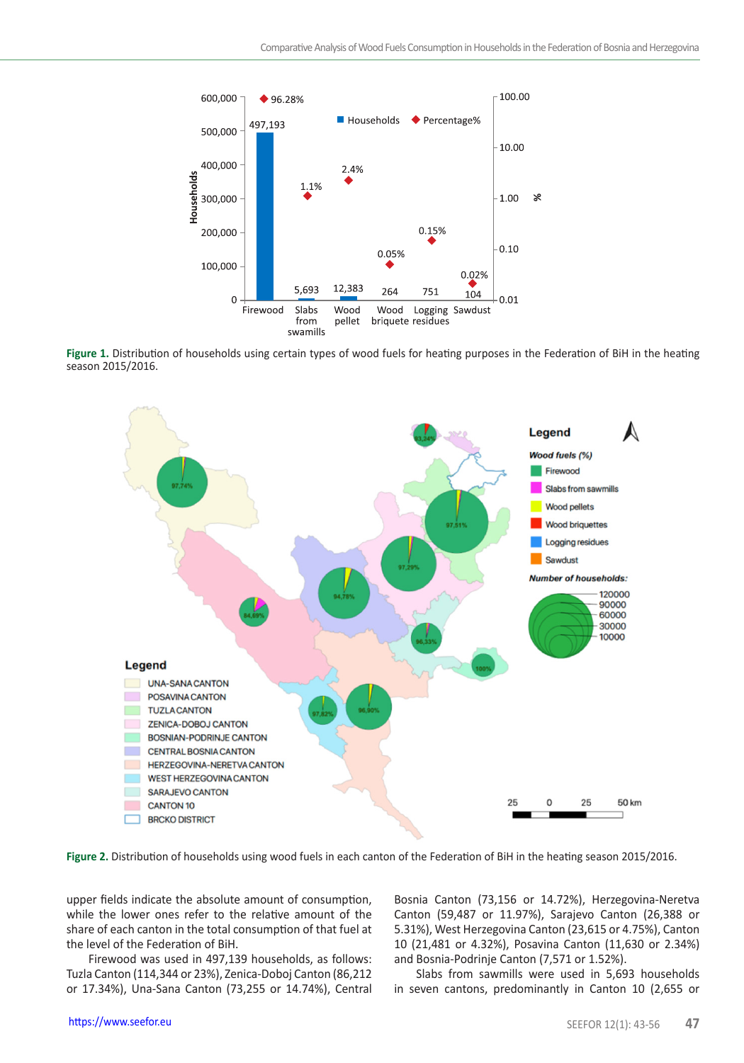**Figure 1.** Distribution of households using certain types of wood fuels for heating purposes in the Federation of BiH in the heating season 2015/2016.

**Figure 2.** Distribution of households using wood fuels in each canton of the Federation of BiH in the heating season 2015/2016.

upper fields indicate the absolute amount of consumption, while the lower ones refer to the relative amount of the share of each canton in the total consumption of that fuel at the level of the Federation of BiH.

Firewood was used in 497,139 households, as follows: Tuzla Canton (114,344 or 23%), Zenica-Doboj Canton (86,212 or 17.34%), Una-Sana Canton (73,255 or 14.74%), Central Bosnia Canton (73,156 or 14.72%), Herzegovina-Neretva Canton (59,487 or 11.97%), Sarajevo Canton (26,388 or 5.31%), West Herzegovina Canton (23,615 or 4.75%), Canton 10 (21,481 or 4.32%), Posavina Canton (11,630 or 2.34%) and Bosnia-Podrinje Canton (7,571 or 1.52%).

Slabs from sawmills were used in 5,693 households in seven cantons, predominantly in Canton 10 (2,655 or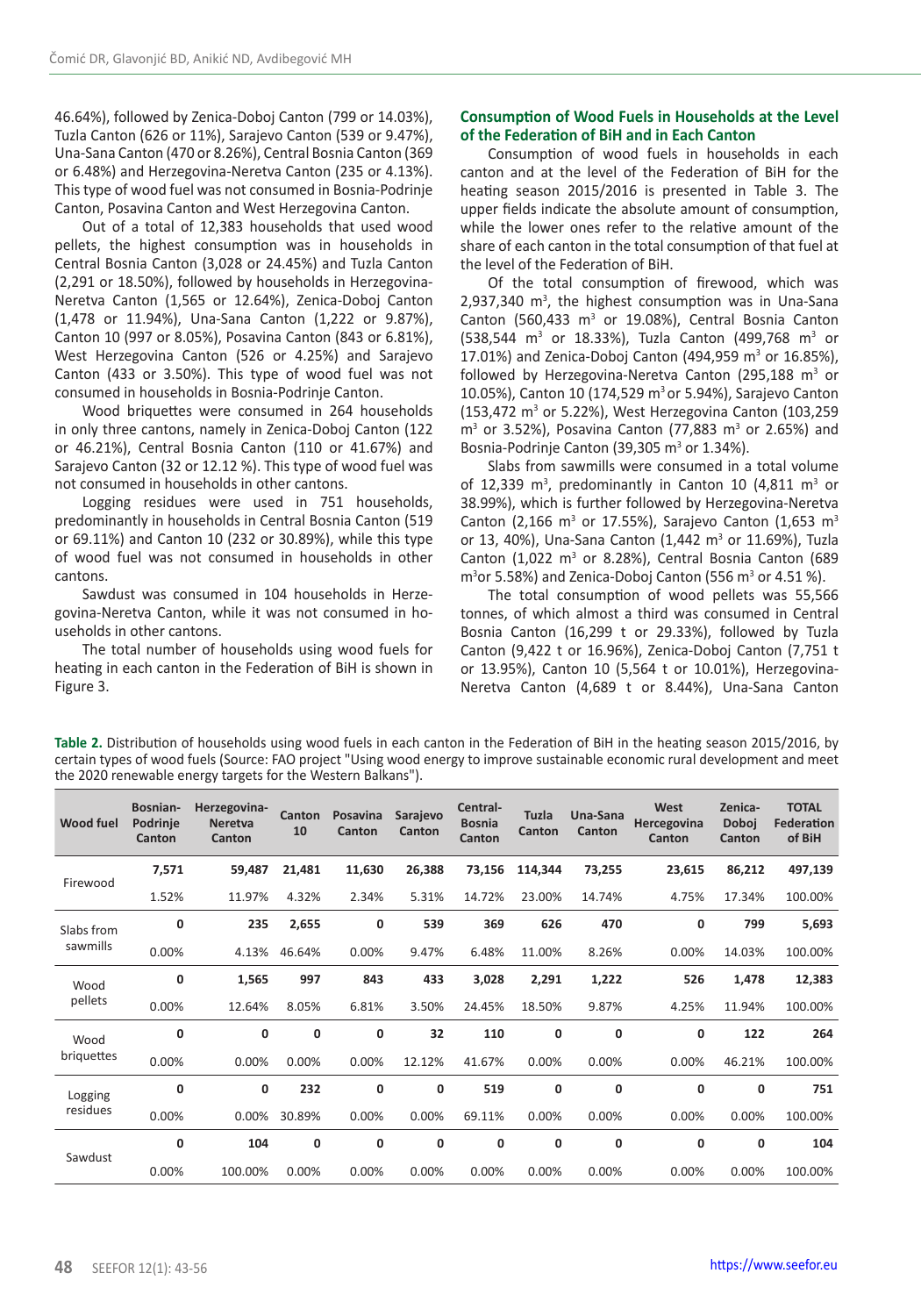46.64%), followed by Zenica-Doboj Canton (799 or 14.03%), Tuzla Canton (626 or 11%), Sarajevo Canton (539 or 9.47%), Una-Sana Canton (470 or 8.26%), Central Bosnia Canton (369 or 6.48%) and Herzegovina-Neretva Canton (235 or 4.13%). This type of wood fuel was not consumed in Bosnia-Podrinje Canton, Posavina Canton and West Herzegovina Canton.

Out of a total of 12,383 households that used wood pellets, the highest consumption was in households in Central Bosnia Canton (3,028 or 24.45%) and Tuzla Canton (2,291 or 18.50%), followed by households in Herzegovina-Neretva Canton (1,565 or 12.64%), Zenica-Doboj Canton (1,478 or 11.94%), Una-Sana Canton (1,222 or 9.87%), Canton 10 (997 or 8.05%), Posavina Canton (843 or 6.81%), West Herzegovina Canton (526 or 4.25%) and Sarajevo Canton (433 or 3.50%). This type of wood fuel was not consumed in households in Bosnia-Podrinje Canton.

Wood briquettes were consumed in 264 households in only three cantons, namely in Zenica-Doboj Canton (122 or 46.21%), Central Bosnia Canton (110 or 41.67%) and Sarajevo Canton (32 or 12.12 %). This type of wood fuel was not consumed in households in other cantons.

Logging residues were used in 751 households, predominantly in households in Central Bosnia Canton (519 or 69.11%) and Canton 10 (232 or 30.89%), while this type of wood fuel was not consumed in households in other cantons.

Sawdust was consumed in 104 households in Herzegovina-Neretva Canton, while it was not consumed in households in other cantons.

The total number of households using wood fuels for heating in each canton in the Federation of BiH is shown in Figure 3.

### Consumption of Wood Fuels in Households at the Level of the Federation of BiH and in Each Canton

Consumption of wood fuels in households in each canton and at the level of the Federation of BiH for the heating season 2015/2016 is presented in Table 3. The upper fields indicate the absolute amount of consumption, while the lower ones refer to the relative amount or the share of each canton in the total consumption of that fuel at the level of the Federation of BiH.

Of the total consumption of firewood, which was 2,937,340 $m^3$, the highest consumption was in Una-Sana Canton (560,433 $m^3$ or 19.08%), Central Bosnia Canton (538,544 $m^3$ or 18.33%), Tuzla Canton (499,768 $m^3$ or 17.01%) and Zenica-Doboj Canton (494,959 $m^3$ or 16.85%), followed by Herzegovina-Neretva Canton (295,188 $m^3$ or 10.05%), Canton 10 (174,529 $m^3$ or 5.94%), Sarajevo Canton (153,472 $m^3$ or 5.22%), West Herzegovina Canton (103,259 $m^3$ or 3.52%), Posavina Canton (77,883 $m^3$ or 2.65%) and Bosnia-Podrinje Canton (39,305 $m^3$ or 1.34%).

Slabs from sawmills were consumed in a total volume of 12,339 $m^3$, predominantly in Canton 10 (4,811 $m^3$ or 38.99%), which is further followed by Herzegovina-Neretva Canton (2,166 $m^3$ or 17.55%), Sarajevo Canton (1,653 $m^3$ or 13, 40%), Una-Sana Canton (1,442 $m^3$ or 11.69%), Tuzla Canton (1,022 $m^3$ or 8.28%), Central Bosnia Canton (689 $m^3$or 5.58%) and Zenica-Doboj Canton (556 $m^3$ or 4.51 %).

The total consumption of wood pellets was 55,566 tonnes, of which almost a third was consumed in Central Bosnia Canton (16,299 t or 29.33%), followed by Tuzla Canton (9,422 t or 16.96%), Zenica-Doboj Canton (7,751 t or 13.95%), Canton 10 (5,564 t or 10.01%), Herzegovina-Neretva Canton (4,689 t or 8.44%), Una-Sana Canton

**Table 2.** Distribution of households using wood fuels in each canton in the Federation of BiH in the heating season 2015/2016, by certain types of wood fuels (Source: FAO project "Using wood energy to improve sustainable economic rural development and meet the 2020 renewable energy targets for the Western Balkans").

| Wood fuel | Bosnian-Podrinje Canton | Herzegovina-Neretva Canton | Canton 10 | Posavina Canton | Sarajevo Canton | Central-Bosnia Canton | Tuzla Canton | Una-Sana Canton | West Hercegovina Canton | Zenica-Doboj Canton | TOTAL Federation of BiH |
|---|---|---|---|---|---|---|---|---|---|---|---|
| Firewood | **7,571** | **59,487** | **21,481** | **11,630** | **26,388** | **73,156** | **114,344** | **73,255** | **23,615** | **86,212** | **497,139** |
| | 1.52% | 11.97% | 4.32% | 2.34% | 5.31% | 14.72% | 23.00% | 14.74% | 4.75% | 17.34% | 100.00% |
| Slabs from sawmills | **0** | **235** | **2,655** | **0** | **539** | **369** | **626** | **470** | **0** | **799** | **5,693** |
| | 0.00% | 4.13% | 46.64% | 0.00% | 9.47% | 6.48% | 11.00% | 8.26% | 0.00% | 14.03% | 100.00% |
| Wood pellets | **0** | **1,565** | **997** | **843** | **433** | **3,028** | **2,291** | **1,222** | **526** | **1,478** | **12,383** |
| | 0.00% | 12.64% | 8.05% | 6.81% | 3.50% | 24.45% | 18.50% | 9.87% | 4.25% | 11.94% | 100.00% |
| Wood briquettes | **0** | **0** | **0** | **0** | **32** | **110** | **0** | **0** | **0** | **122** | **264** |
| | 0.00% | 0.00% | 0.00% | 0.00% | 12.12% | 41.67% | 0.00% | 0.00% | 0.00% | 46.21% | 100.00% |
| Logging residues | **0** | **0** | **232** | **0** | **0** | **519** | **0** | **0** | **0** | **0** | **751** |
| | 0.00% | 0.00% | 30.89% | 0.00% | 0.00% | 69.11% | 0.00% | 0.00% | 0.00% | 0.00% | 100.00% |
| Sawdust | **0** | **104** | **0** | **0** | **0** | **0** | **0** | **0** | **0** | **0** | **104** |
| | 0.00% | 100.00% | 0.00% | 0.00% | 0.00% | 0.00% | 0.00% | 0.00% | 0.00% | 0.00% | 100.00% |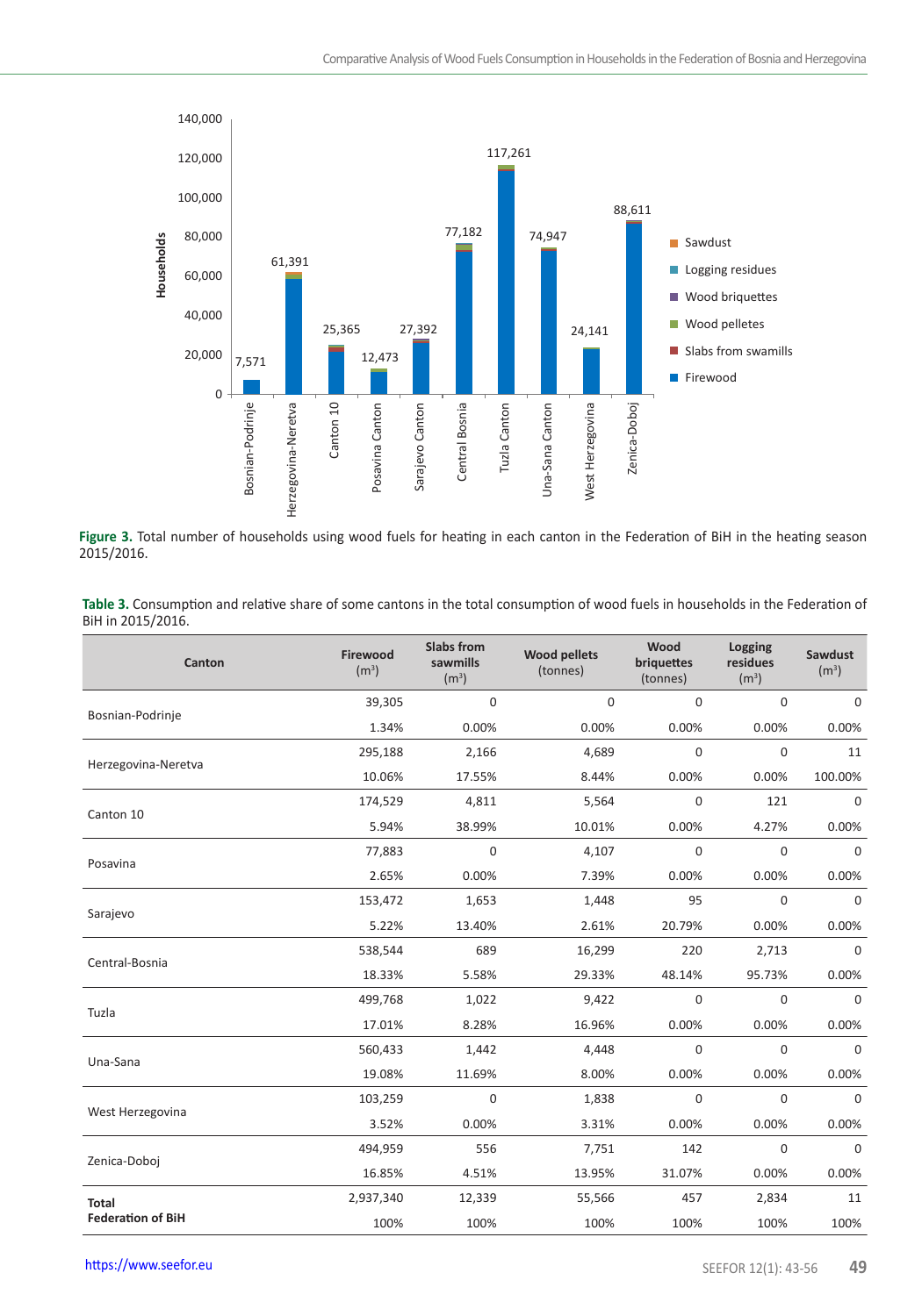**Figure 3.** Total number of households using wood fuels for heating in each canton in the Federation of BiH in the heating season 2015/2016.

**Table 3.** Consumption and relative share of some cantons in the total consumption of wood fuels in households in the Federation of BiH in 2015/2016.

| Canton | Firewood ($m^3$) | Slabs from sawmills ($m^3$) | Wood pellets (tonnes) | Wood briquettes (tonnes) | Logging residues ($m^3$) | Sawdust ($m^3$) |
|---|---|---|---|---|---|---|
| Bosnian-Podrinje | 39,305 | 0 | 0 | 0 | 0 | 0 |
| | 1.34% | 0.00% | 0.00% | 0.00% | 0.00% | 0.00% |
| Herzegovina-Neretva | 295,188 | 2,166 | 4,689 | 0 | 0 | 11 |
| | 10.06% | 17.55% | 8.44% | 0.00% | 0.00% | 100.00% |
| Canton 10 | 174,529 | 4,811 | 5,564 | 0 | 121 | 0 |
| | 5.94% | 38.99% | 10.01% | 0.00% | 4.27% | 0.00% |
| Posavina | 77,883 | 0 | 4,107 | 0 | 0 | 0 |
| | 2.65% | 0.00% | 7.39% | 0.00% | 0.00% | 0.00% |
| Sarajevo | 153,472 | 1,653 | 1,448 | 95 | 0 | 0 |
| | 5.22% | 13.40% | 2.61% | 20.79% | 0.00% | 0.00% |
| Central-Bosnia | 538,544 | 689 | 16,299 | 220 | 2,713 | 0 |
| | 18.33% | 5.58% | 29.33% | 48.14% | 95.73% | 0.00% |
| Tuzla | 499,768 | 1,022 | 9,422 | 0 | 0 | 0 |
| | 17.01% | 8.28% | 16.96% | 0.00% | 0.00% | 0.00% |
| Una-Sana | 560,433 | 1,442 | 4,448 | 0 | 0 | 0 |
| | 19.08% | 11.69% | 8.00% | 0.00% | 0.00% | 0.00% |
| West Herzegovina | 103,259 | 0 | 1,838 | 0 | 0 | 0 |
| | 3.52% | 0.00% | 3.31% | 0.00% | 0.00% | 0.00% |
| Zenica-Doboj | 494,959 | 556 | 7,751 | 142 | 0 | 0 |
| | 16.85% | 4.51% | 13.95% | 31.07% | 0.00% | 0.00% |
| **Total Federation of BiH** | 2,937,340 | 12,339 | 55,566 | 457 | 2,834 | 11 |
| | 100% | 100% | 100% | 100% | 100% | 100% |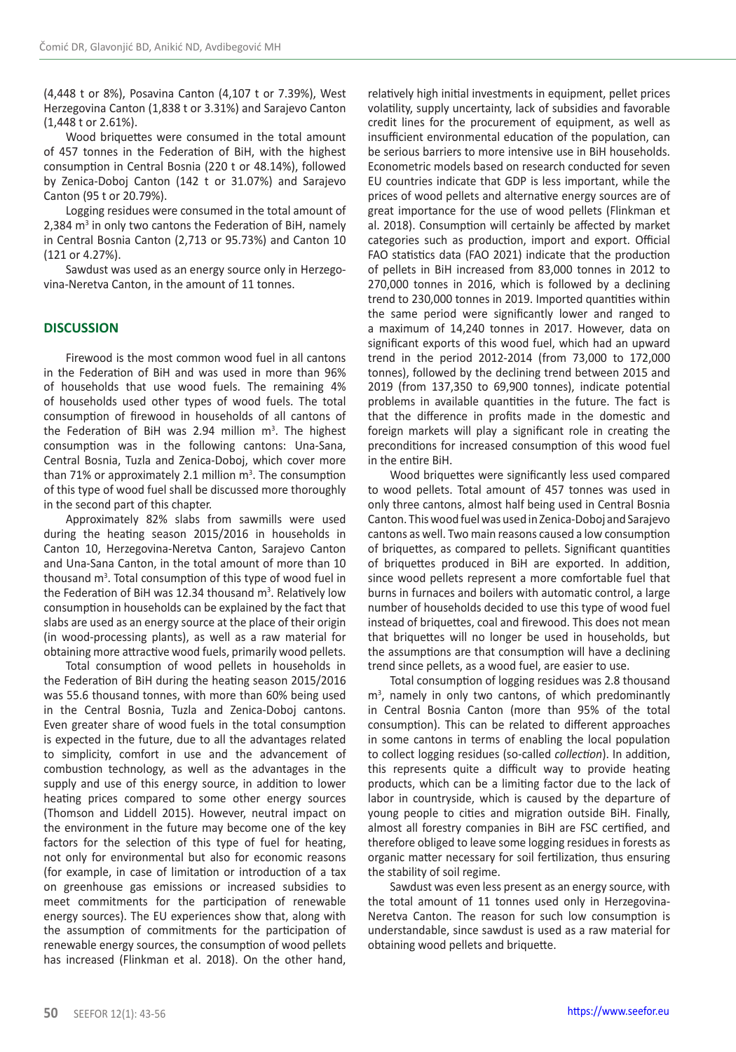(4,448 t or 8%), Posavina Canton (4,107 t or 7.39%), West Herzegovina Canton (1,838 t or 3.31%) and Sarajevo Canton (1,448 t or 2.61%).

Wood briquettes were consumed in the total amount of 457 tonnes in the Federation of BiH, with the highest consumption in Central Bosnia (220 t or 48.14%), followed by Zenica-Doboj Canton (142 t or 31.07%) and Sarajevo Canton (95 t or 20.79%).

Logging residues were consumed in the total amount of 2,384 m$^3$ in only two cantons the Federation of BiH, namely in Central Bosnia Canton (2,713 or 95.73%) and Canton 10 (121 or 4.27%).

Sawdust was used as an energy source only in Herzegovina-Neretva Canton, in the amount of 11 tonnes.

## DISCUSSION

Firewood is the most common wood fuel in all cantons in the Federation of BiH and was used in more than 96% of households that use wood fuels. The remaining 4% of households used other types of wood fuels. The total consumption of firewood in households of all cantons of the Federation of BiH was 2.94 million m$^3$. The highest consumption was in the following cantons: Una-Sana, Central Bosnia, Tuzla and Zenica-Doboj, which cover more than 71% or approximately 2.1 million m$^3$. The consumption of this type of wood fuel shall be discussed more thoroughly in the second part of this chapter.

Approximately 82% slabs from sawmills were used during the heating season 2015/2016 in households in Canton 10, Herzegovina-Neretva Canton, Sarajevo Canton and Una-Sana Canton, in the total amount of more than 10 thousand m$^3$. Total consumption of this type of wood fuel in the Federation of BiH was 12.34 thousand m$^3$. Relatively low consumption in households can be explained by the fact that slabs are used as an energy source at the place of their origin (in wood-processing plants), as well as a raw material for obtaining more attractive wood fuels, primarily wood pellets.

Total consumption of wood pellets in households in the Federation of BiH during the heating season 2015/2016 was 55.6 thousand tonnes, with more than 60% being used in the Central Bosnia, Tuzla and Zenica-Doboj cantons. Even greater share of wood fuels in the total consumption is expected in the future, due to all the advantages related to simplicity, comfort in use and the advancement of combustion technology, as well as the advantages in the supply and use of this energy source, in addition to lower heating prices compared to some other energy sources (Thomson and Liddell 2015). However, neutral impact on the environment in the future may become one of the key factors for the selection of this type of fuel for heating, not only for environmental but also for economic reasons (for example, in case of limitation or introduction of a tax on greenhouse gas emissions or increased subsidies to meet commitments for the participation of renewable energy sources). The EU experiences show that, along with the assumption of commitments for the participation of renewable energy sources, the consumption of wood pellets has increased (Flinkman et al. 2018). On the other hand, relatively high initial investments in equipment, pellet prices volatility, supply uncertainty, lack of subsidies and favorable credit lines for the procurement of equipment, as well as insufficient environmental education of the population, can be serious barriers to more intensive use in BiH households. Econometric models based on research conducted for seven EU countries indicate that GDP is less important, while the prices of wood pellets and alternative energy sources are of great importance for the use of wood pellets (Flinkman et al. 2018). Consumption will certainly be affected by market categories such as production, import and export. Official FAO statistics data (FAO 2021) indicate that the production of pellets in BiH increased from 83,000 tonnes in 2012 to 270,000 tonnes in 2016, which is followed by a declining trend to 230,000 tonnes in 2019. Imported quantities within the same period were significantly lower and ranged to a maximum of 14,240 tonnes in 2017. However, data on significant exports of this wood fuel, which had an upward trend in the period 2012-2014 (from 73,000 to 172,000 tonnes), followed by the declining trend between 2015 and 2019 (from 137,350 to 69,900 tonnes), indicate potential problems in available quantities in the future. The fact is that the difference in profits made in the domestic and foreign markets will play a significant role in creating the preconditions for increased consumption of this wood fuel in the entire BiH.

Wood briquettes were significantly less used compared to wood pellets. Total amount of 457 tonnes was used in only three cantons, almost half being used in Central Bosnia Canton. This wood fuel was used in Zenica-Doboj and Sarajevo cantons as well. Two main reasons caused a low consumption of briquettes, as compared to pellets. Significant quantities of briquettes produced in BiH are exported. In addition, since wood pellets represent a more comfortable fuel that burns in furnaces and boilers with automatic control, a large number of households decided to use this type of wood fuel instead of briquettes, coal and firewood. This does not mean that briquettes will no longer be used in households, but the assumptions are that consumption will have a declining trend since pellets, as a wood fuel, are easier to use.

Total consumption of logging residues was 2.8 thousand m$^3$, namely in only two cantons, of which predominantly in Central Bosnia Canton (more than 95% of the total consumption). This can be related to different approaches in some cantons in terms of enabling the local population to collect logging residues (so-called *collection*). In addition, this represents quite a difficult way to provide heating products, which can be a limiting factor due to the lack of labor in countryside, which is caused by the departure of young people to cities and migration outside BiH. Finally, almost all forestry companies in BiH are FSC certified, and therefore obliged to leave some logging residues in forests as organic matter necessary for soil fertilization, thus ensuring the stability of soil regime.

Sawdust was even less present as an energy source, with the total amount of 11 tonnes used only in Herzegovina-Neretva Canton. The reason for such low consumption is understandable, since sawdust is used as a raw material for obtaining wood pellets and briquette.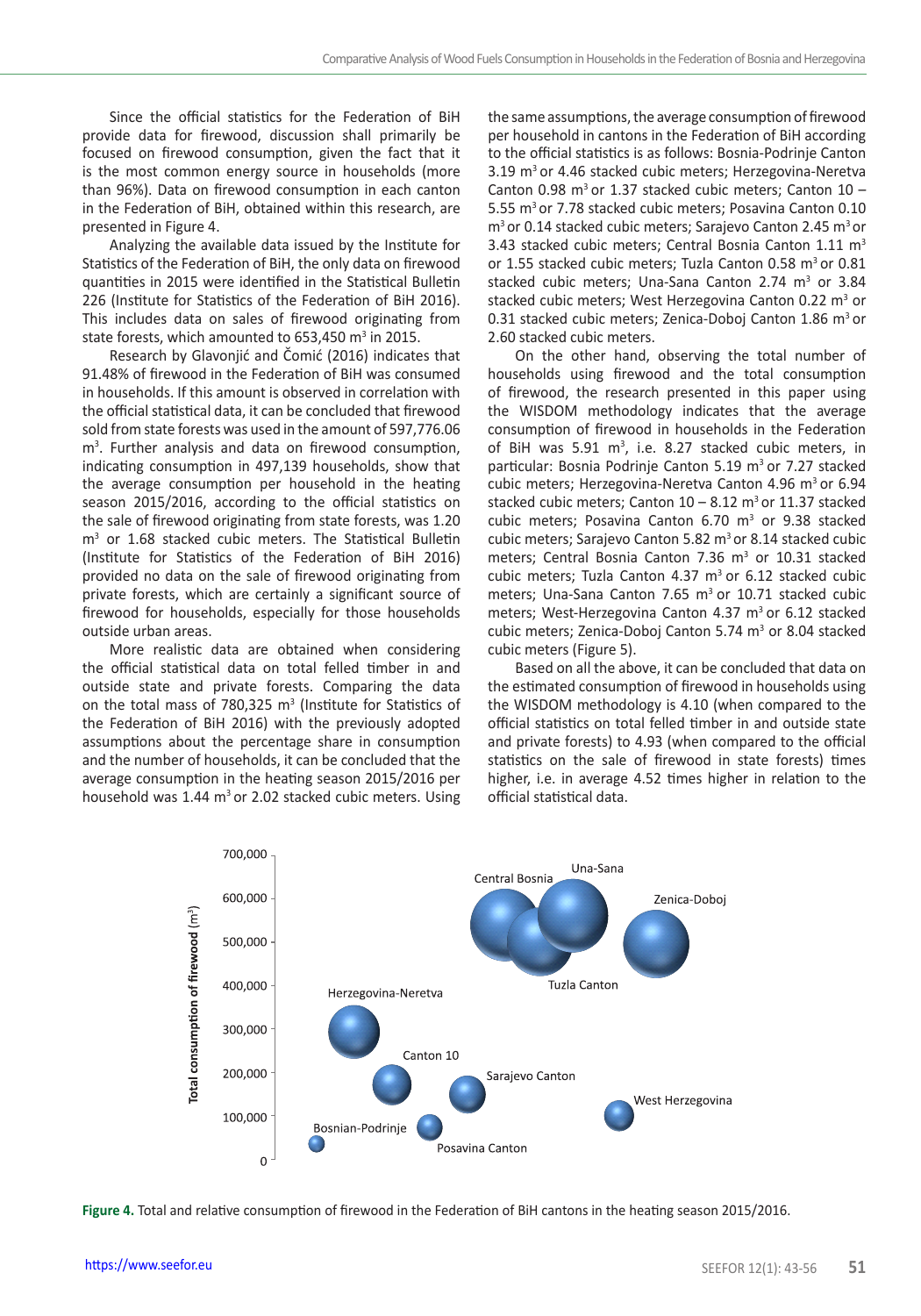Since the official statistics for the Federation of BiH provide data for firewood, discussion shall primarily be focused on firewood consumption, given the fact that it is the most common energy source in households (more than 96%). Data on firewood consumption in each canton in the Federation of BiH, obtained within this research, are presented in Figure 4.

Analyzing the available data issued by the Institute for Statistics of the Federation of BiH, the only data on firewood quantities in 2015 were identified in the Statistical Bulletin 226 (Institute for Statistics of the Federation of BiH 2016). This includes data on sales of firewood originating from state forests, which amounted to 653,450 m$^3$ in 2015.

Research by Glavonjić and Čomić (2016) indicates that 91.48% of firewood in the Federation of BiH was consumed in households. If this amount is observed in correlation with the official statistical data, it can be concluded that firewood sold from state forests was used in the amount of 597,776.06 m$^3$. Further analysis and data on firewood consumption, indicating consumption in 497,139 households, show that the average consumption per household in the heating season 2015/2016, according to the official statistics on the sale of firewood originating from state forests, was 1.20 m$^3$ or 1.68 stacked cubic meters. The Statistical Bulletin (Institute for Statistics of the Federation of BiH 2016) provided no data on the sale of firewood originating from private forests, which are certainly a significant source of firewood for households, especially for those households outside urban areas.

More realistic data are obtained when considering the official statistical data on total felled timber in and outside state and private forests. Comparing the data on the total mass of 780,325 m$^3$ (Institute for Statistics of the Federation of BiH 2016) with the previously adopted assumptions about the percentage share in consumption and the number of households, it can be concluded that the average consumption in the heating season 2015/2016 per household was 1.44 m$^3$ or 2.02 stacked cubic meters. Using the same assumptions, the average consumption of firewood per household in cantons in the Federation of BiH according to the official statistics is as follows: Bosnia-Podrinje Canton 3.19 m$^3$ or 4.46 stacked cubic meters; Herzegovina-Neretva Canton 0.98 m$^3$ or 1.37 stacked cubic meters; Canton 10 – 5.55 m$^3$ or 7.78 stacked cubic meters; Posavina Canton 0.10 m$^3$ or 0.14 stacked cubic meters; Sarajevo Canton 2.45 m$^3$ or 3.43 stacked cubic meters; Central Bosnia Canton 1.11 m$^3$ or 1.55 stacked cubic meters; Tuzla Canton 0.58 m$^3$ or 0.81 stacked cubic meters; Una-Sana Canton 2.74 m$^3$ or 3.84 stacked cubic meters; West Herzegovina Canton 0.22 m$^3$ or 0.31 stacked cubic meters; Zenica-Doboj Canton 1.86 m$^3$ or 2.60 stacked cubic meters.

On the other hand, observing the total number of households using firewood and the total consumption of firewood, the research presented in this paper using the WISDOM methodology indicates that the average consumption of firewood in households in the Federation of BiH was 5.91 m$^3$, i.e. 8.27 stacked cubic meters, in particular: Bosnia Podrinje Canton 5.19 m$^3$ or 7.27 stacked cubic meters; Herzegovina-Neretva Canton 4.96 m$^3$ or 6.94 stacked cubic meters; Canton 10 – 8.12 m$^3$ or 11.37 stacked cubic meters; Posavina Canton 6.70 m$^3$ or 9.38 stacked cubic meters; Sarajevo Canton 5.82 m$^3$ or 8.14 stacked cubic meters; Central Bosnia Canton 7.36 m$^3$ or 10.31 stacked cubic meters; Tuzla Canton 4.37 m$^3$ or 6.12 stacked cubic meters; Una-Sana Canton 7.65 m$^3$ or 10.71 stacked cubic meters; West-Herzegovina Canton 4.37 m$^3$ or 6.12 stacked cubic meters; Zenica-Doboj Canton 5.74 m$^3$ or 8.04 stacked cubic meters (Figure 5).

Based on all the above, it can be concluded that data on the estimated consumption of firewood in households using the WISDOM methodology is 4.10 (when compared to the official statistics on total felled timber in and outside state and private forests) to 4.93 (when compared to the official statistics on the sale of firewood in state forests) times higher, i.e. in average 4.52 times higher in relation to the official statistical data.

**Figure 4.** Total and relative consumption of firewood in the Federation of BiH cantons in the heating season 2015/2016.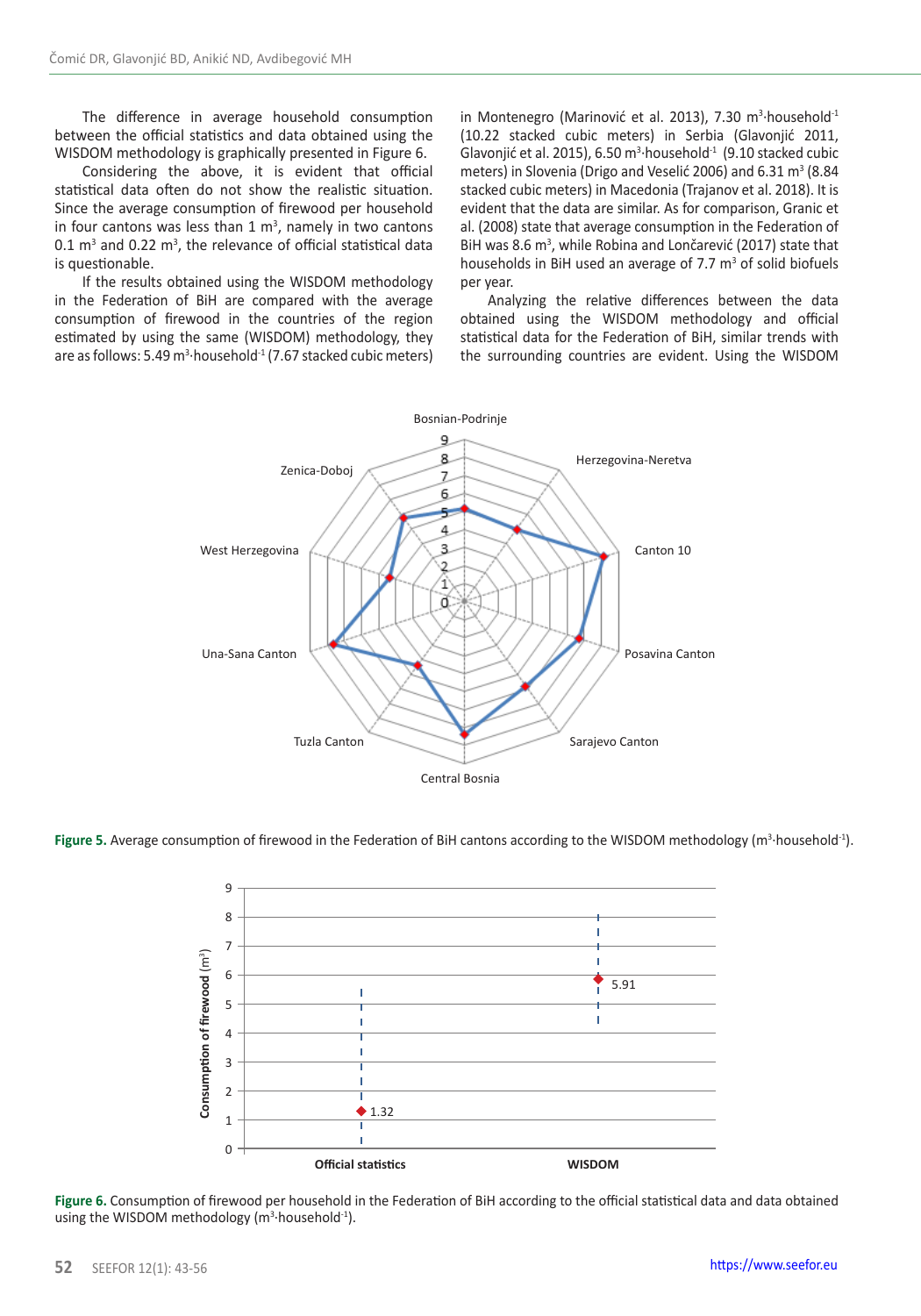The difference in average household consumption between the official statistics and data obtained using the WISDOM methodology is graphically presented in Figure 6.

Considering the above, it is evident that official statistical data often do not show the realistic situation. Since the average consumption of firewood per household in four cantons was less than 1 $m^3$, namely in two cantons 0.1 $m^3$ and 0.22 $m^3$, the relevance of official statistical data is questionable.

If the results obtained using the WISDOM methodology in the Federation of BiH are compared with the average consumption of firewood in the countries of the region estimated by using the same (WISDOM) methodology, they are as follows: 5.49 $m^3 \cdot household^{-1}$ (7.67 stacked cubic meters) in Montenegro (Marinović et al. 2013), 7.30 $m^3 \cdot household^{-1}$ (10.22 stacked cubic meters) in Serbia (Glavonjić 2011, Glavonjić et al. 2015), 6.50 $m^3 \cdot household^{-1}$ (9.10 stacked cubic meters) in Slovenia (Drigo and Veselić 2006) and 6.31 $m^3$ (8.84 stacked cubic meters) in Macedonia (Trajanov et al. 2018). It is evident that the data are similar. As for comparison, Granic et al. (2008) state that average consumption in the Federation of BiH was 8.6 $m^3$, while Robina and Lončarević (2017) state that households in BiH used an average of 7.7 $m^3$ of solid biofuels per year.

Analyzing the relative differences between the data obtained using the WISDOM methodology and official statistical data for the Federation of BiH, similar trends with the surrounding countries are evident. Using the WISDOM

**Figure 5.** Average consumption of firewood in the Federation of BiH cantons according to the WISDOM methodology ($m^3 \cdot household^{-1}$).

**Figure 6.** Consumption of firewood per household in the Federation of BiH according to the official statistical data and data obtained using the WISDOM methodology ($m^3 \cdot household^{-1}$).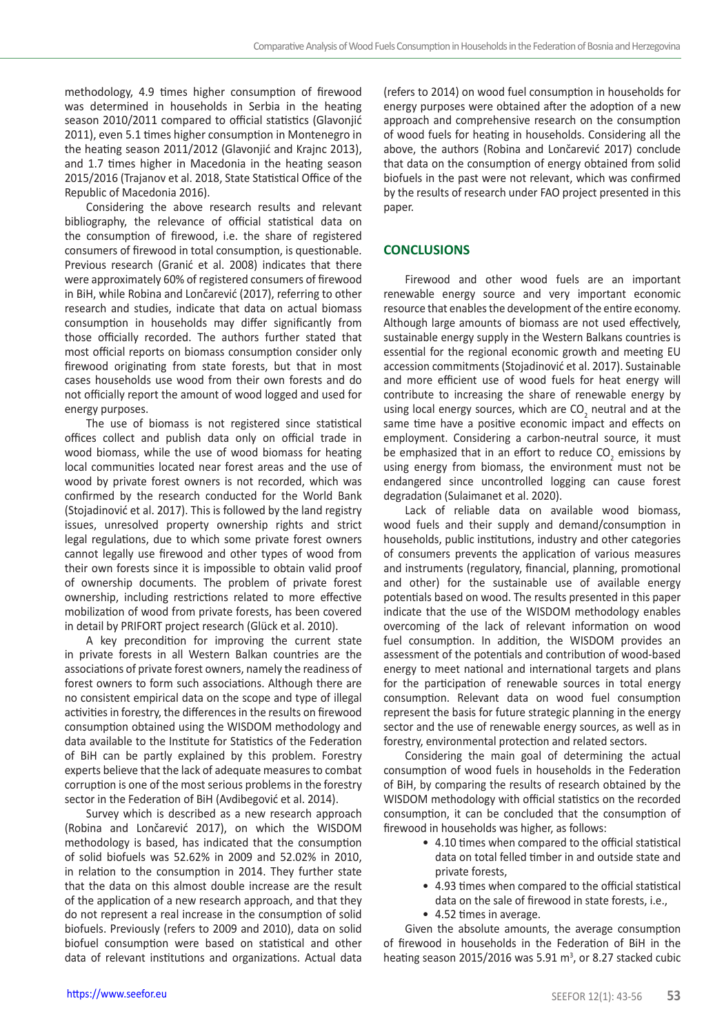methodology, 4.9 times higher consumption of firewood was determined in households in Serbia in the heating season 2010/2011 compared to official statistics (Glavonjić 2011), even 5.1 times higher consumption in Montenegro in the heating season 2011/2012 (Glavonjić and Krajnc 2013), and 1.7 times higher in Macedonia in the heating season 2015/2016 (Trajanov et al. 2018, State Statistical Office of the Republic of Macedonia 2016).

Considering the above research results and relevant bibliography, the relevance of official statistical data on the consumption of firewood, i.e. the share of registered consumers of firewood in total consumption, is questionable. Previous research (Granić et al. 2008) indicates that there were approximately 60% of registered consumers of firewood in BiH, while Robina and Lončarević (2017), referring to other research and studies, indicate that data on actual biomass consumption in households may differ significantly from those officially recorded. The authors further stated that most official reports on biomass consumption consider only firewood originating from state forests, but that in most cases households use wood from their own forests and do not officially report the amount of wood logged and used for energy purposes.

The use of biomass is not registered since statistical offices collect and publish data only on official trade in wood biomass, while the use of wood biomass for heating local communities located near forest areas and the use of wood by private forest owners is not recorded, which was confirmed by the research conducted for the World Bank (Stojadinović et al. 2017). This is followed by the land registry issues, unresolved property ownership rights and strict legal regulations, due to which some private forest owners cannot legally use firewood and other types of wood from their own forests since it is impossible to obtain valid proof of ownership documents. The problem of private forest ownership, including restrictions related to more effective mobilization of wood from private forests, has been covered in detail by PRIFORT project research (Glück et al. 2010).

A key precondition for improving the current state in private forests in all Western Balkan countries are the associations of private forest owners, namely the readiness of forest owners to form such associations. Although there are no consistent empirical data on the scope and type of illegal activities in forestry, the differences in the results on firewood consumption obtained using the WISDOM methodology and data available to the Institute for Statistics of the Federation of BiH can be partly explained by this problem. Forestry experts believe that the lack of adequate measures to combat corruption is one of the most serious problems in the forestry sector in the Federation of BiH (Avdibegović et al. 2014).

Survey which is described as a new research approach (Robina and Lončarević 2017), on which the WISDOM methodology is based, has indicated that the consumption of solid biofuels was 52.62% in 2009 and 52.02% in 2010, in relation to the consumption in 2014. They further state that the data on this almost double increase are the result of the application of a new research approach, and that they do not represent a real increase in the consumption of solid biofuels. Previously (refers to 2009 and 2010), data on solid biofuel consumption were based on statistical and other data of relevant institutions and organizations. Actual data (refers to 2014) on wood fuel consumption in households for energy purposes were obtained after the adoption of a new approach and comprehensive research on the consumption of wood fuels for heating in households. Considering all the above, the authors (Robina and Lončarević 2017) conclude that data on the consumption of energy obtained from solid biofuels in the past were not relevant, which was confirmed by the results of research under FAO project presented in this paper.

## CONCLUSIONS

Firewood and other wood fuels are an important renewable energy source and very important economic resource that enables the development of the entire economy. Although large amounts of biomass are not used effectively, sustainable energy supply in the Western Balkans countries is essential for the regional economic growth and meeting EU accession commitments (Stojadinović et al. 2017). Sustainable and more efficient use of wood fuels for heat energy will contribute to increasing the share of renewable energy by using local energy sources, which are $CO_2$ neutral and at the same time have a positive economic impact and effects on employment. Considering a carbon-neutral source, it must be emphasized that in an effort to reduce $CO_2$ emissions by using energy from biomass, the environment must not be endangered since uncontrolled logging can cause forest degradation (Sulaimanet et al. 2020).

Lack of reliable data on available wood biomass, wood fuels and their supply and demand/consumption in households, public institutions, industry and other categories of consumers prevents the application of various measures and instruments (regulatory, financial, planning, promotional and other) for the sustainable use of available energy potentials based on wood. The results presented in this paper indicate that the use of the WISDOM methodology enables overcoming of the lack of relevant information on wood fuel consumption. In addition, the WISDOM provides an assessment of the potentials and contribution of wood-based energy to meet national and international targets and plans for the participation of renewable sources in total energy consumption. Relevant data on wood fuel consumption represent the basis for future strategic planning in the energy sector and the use of renewable energy sources, as well as in forestry, environmental protection and related sectors.

Considering the main goal of determining the actual consumption of wood fuels in households in the Federation of BiH, by comparing the results of research obtained by the WISDOM methodology with official statistics on the recorded consumption, it can be concluded that the consumption of firewood in households was higher, as follows:

- 4.10 times when compared to the official statistical data on total felled timber in and outside state and private forests,
- 4.93 times when compared to the official statistical data on the sale of firewood in state forests, i.e.,
- 4.52 times in average.

Given the absolute amounts, the average consumption of firewood in households in the Federation of BiH in the heating season 2015/2016 was 5.91 m$^3$, or 8.27 stacked cubic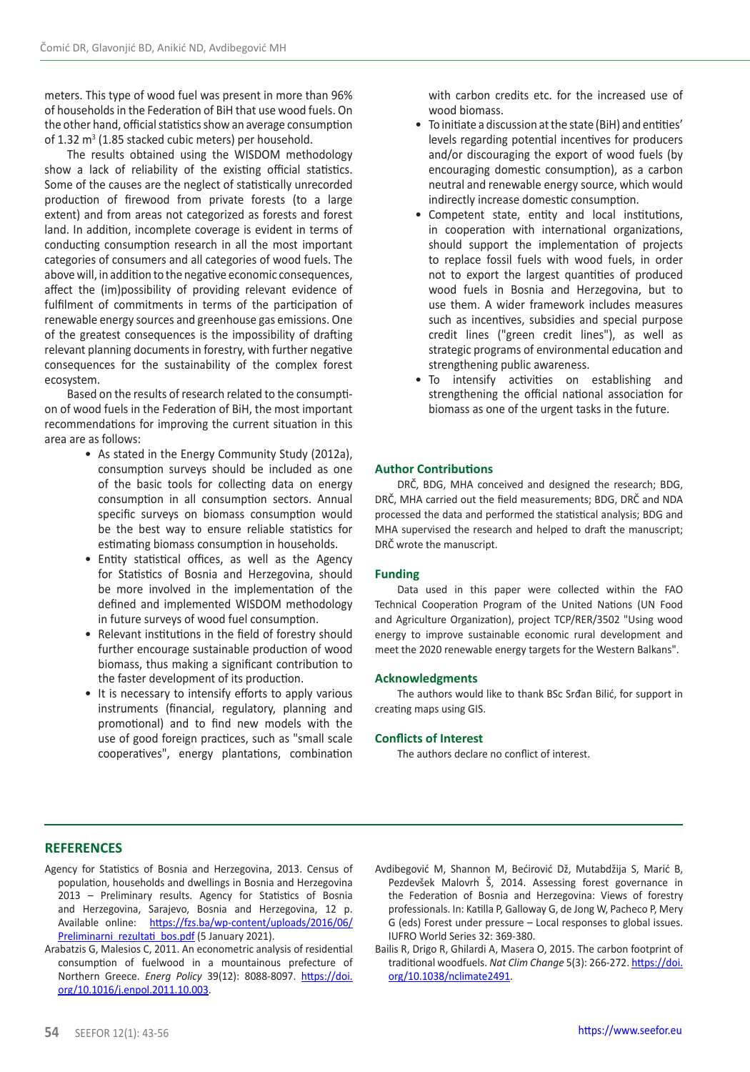meters. This type of wood fuel was present in more than 96% of households in the Federation of BiH that use wood fuels. On the other hand, official statistics show an average consumption of 1.32 $m^3$ (1.85 stacked cubic meters) per household.

The results obtained using the WISDOM methodology show a lack of reliability of the existing official statistics. Some of the causes are the neglect of statistically unrecorded production of firewood from private forests (to a large extent) and from areas not categorized as forests and forest land. In addition, incomplete coverage is evident in terms of conducting consumption research in all the most important categories of consumers and all categories of wood fuels. The above will, in addition to the negative economic consequences, affect the (im)possibility of providing relevant evidence of fulfilment of commitments in terms of the participation of renewable energy sources and greenhouse gas emissions. One of the greatest consequences is the impossibility of drafting relevant planning documents in forestry, with further negative consequences for the sustainability of the complex forest ecosystem.

Based on the results of research related to the consumption of wood fuels in the Federation of BiH, the most important recommendations for improving the current situation in this area are as follows:

- As stated in the Energy Community Study (2012a), consumption surveys should be included as one of the basic tools for collecting data on energy consumption in all consumption sectors. Annual specific surveys on biomass consumption would be the best way to ensure reliable statistics for estimating biomass consumption in households.
- Entity statistical offices, as well as the Agency for Statistics of Bosnia and Herzegovina, should be more involved in the implementation of the defined and implemented WISDOM methodology in future surveys of wood fuel consumption.
- Relevant institutions in the field of forestry should further encourage sustainable production of wood biomass, thus making a significant contribution to the faster development of its production.
- It is necessary to intensify efforts to apply various instruments (financial, regulatory, planning and promotional) and to find new models with the use of good foreign practices, such as "small scale cooperatives", energy plantations, combination with carbon credits etc. for the increased use of wood biomass.
- To initiate a discussion at the state (BiH) and entities' levels regarding potential incentives for producers and/or discouraging the export of wood fuels (by encouraging domestic consumption), as a carbon neutral and renewable energy source, which would indirectly increase domestic consumption.
- Competent state, entity and local institutions, in cooperation with international organizations, should support the implementation of projects to replace fossil fuels with wood fuels, in order not to export the largest quantities of produced wood fuels in Bosnia and Herzegovina, but to use them. A wider framework includes measures such as incentives, subsidies and special purpose credit lines ("green credit lines"), as well as strategic programs of environmental education and strengthening public awareness.
- To intensify activities on establishing and strengthening the official national association for biomass as one of the urgent tasks in the future.

## Author Contributions

DRČ, BDG, MHA conceived and designed the research; BDG, DRČ, MHA carried out the field measurements; BDG, DRČ and NDA processed the data and performed the statistical analysis; BDG and MHA supervised the research and helped to draft the manuscript; DRČ wrote the manuscript.

## Funding

Data used in this paper were collected within the FAO Technical Cooperation Program of the United Nations (UN Food and Agriculture Organization), project TCP/RER/3502 "Using wood energy to improve sustainable economic rural development and meet the 2020 renewable energy targets for the Western Balkans".

## Acknowledgments

The authors would like to thank BSc Srđan Bilić, for support in creating maps using GIS.

## Conflicts of Interest

The authors declare no conflict of interest.

## REFERENCES

Agency for Statistics of Bosnia and Herzegovina, 2013. Census of population, households and dwellings in Bosnia and Herzegovina 2013 – Preliminary results. Agency for Statistics of Bosnia and Herzegovina, Sarajevo, Bosnia and Herzegovina, 12 p. Available online: https://fzs.ba/wp-content/uploads/2016/06/Preliminarni_rezultati_bos.pdf (5 January 2021).

Arabatzis G, Malesios C, 2011. An econometric analysis of residential consumption of fuelwood in a mountainous prefecture of Northern Greece. *Energ Policy* 39(12): 8088-8097. https://doi.org/10.1016/j.enpol.2011.10.003.

Avdibegović M, Shannon M, Bećirović Dž, Mutabdžija S, Marić B, Pezdevšek Malovrh Š, 2014. Assessing forest governance in the Federation of Bosnia and Herzegovina: Views of forestry professionals. In: Katilla P, Galloway G, de Jong W, Pacheco P, Mery G (eds) Forest under pressure – Local responses to global issues. IUFRO World Series 32: 369-380.

Bailis R, Drigo R, Ghilardi A, Masera O, 2015. The carbon footprint of traditional woodfuels. *Nat Clim Change* 5(3): 266-272. https://doi.org/10.1038/nclimate2491.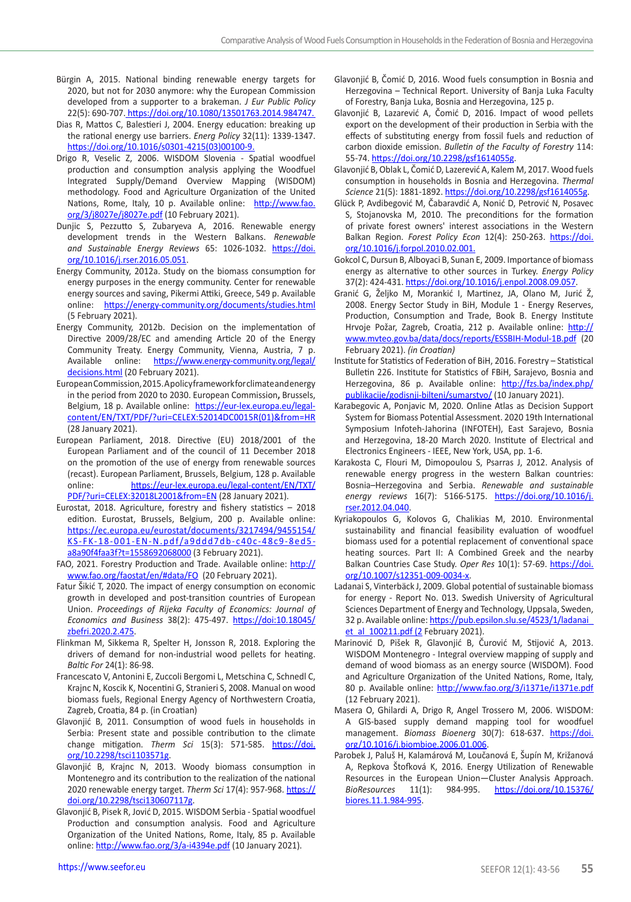Bürgin A, 2015. National binding renewable energy targets for 2020, but not for 2030 anymore: why the European Commission developed from a supporter to a brakeman. *J Eur Public Policy* 22(5): 690-707. https://doi.org/10.1080/13501763.2014.984747.

Dias R, Mattos C, Balestieri J, 2004. Energy education: breaking up the rational energy use barriers. *Energ Policy* 32(11): 1339-1347. https://doi.org/10.1016/s0301-4215(03)00100-9.

Drigo R, Veselic Z, 2006. WISDOM Slovenia - Spatial woodfuel production and consumption analysis applying the Woodfuel Integrated Supply/Demand Overview Mapping (WISDOM) methodology. Food and Agriculture Organization of the United Nations, Rome, Italy, 10 p. Available online: http://www.fao.org/3/j8027e/j8027e.pdf (10 February 2021).

Dunjic S, Pezzutto S, Zubaryeva A, 2016. Renewable energy development trends in the Western Balkans. *Renewable and Sustainable Energy Reviews* 65: 1026-1032. https://doi.org/10.1016/j.rser.2016.05.051.

Energy Community, 2012a. Study on the biomass consumption for energy purposes in the energy community. Center for renewable energy sources and saving, Pikermi Attiki, Greece, 549 p. Available online: https://energy-community.org/documents/studies.html (5 February 2021).

Energy Community, 2012b. Decision on the implementation of Directive 2009/28/EC and amending Article 20 of the Energy Community Treaty. Energy Community, Vienna, Austria, 7 p. Available online: https://www.energy-community.org/legal/decisions.html (20 February 2021).

European Commission, 2015. A policy framework for climate and energy in the period from 2020 to 2030. European Commission**,** Brussels, Belgium, 18 p. Available online: https://eur-lex.europa.eu/legal-content/EN/TXT/PDF/?uri=CELEX:52014DC0015R(01)&from=HR (28 January 2021).

European Parliament, 2018. Directive (EU) 2018/2001 of the European Parliament and of the council of 11 December 2018 on the promotion of the use of energy from renewable sources (recast). European Parliament, Brussels, Belgium, 128 p. Available online: https://eur-lex.europa.eu/legal-content/EN/TXT/PDF/?uri=CELEX:32018L2001&from=EN (28 January 2021).

Eurostat, 2018. Agriculture, forestry and fishery statistics – 2018 edition. Eurostat, Brussels, Belgium, 200 p. Available online: https://ec.europa.eu/eurostat/documents/3217494/9455154/KS-FK-18-001-EN-N.pdf/a9ddd7db-c40c-48c9-8ed5-a8a90f4faa3f?t=1558692068000 (3 February 2021).

FAO, 2021. Forestry Production and Trade. Available online: http://www.fao.org/faostat/en/#data/FO (20 February 2021).

Fatur Šikić T, 2020. The impact of energy consumption on economic growth in developed and post-transition countries of European Union. *Proceedings of Rijeka Faculty of Economics: Journal of Economics and Business* 38(2): 475-497. https://doi:10.18045/zbefri.2020.2.475.

Flinkman M, Sikkema R, Spelter H, Jonsson R, 2018. Exploring the drivers of demand for non-industrial wood pellets for heating. *Baltic For* 24(1): 86-98.

Francescato V, Antonini E, Zuccoli Bergomi L, Metschina C, Schnedl C, Krajnc N, Koscik K, Nocentini G, Stranieri S, 2008. Manual on wood biomass fuels, Regional Energy Agency of Northwestern Croatia, Zagreb, Croatia, 84 p. (in Croatian)

Glavonjić B, 2011. Consumption of wood fuels in households in Serbia: Present state and possible contribution to the climate change mitigation. *Therm Sci* 15(3): 571-585. https://doi.org/10.2298/tsci1103571g.

Glavonjić B, Krajnc N, 2013. Woody biomass consumption in Montenegro and its contribution to the realization of the national 2020 renewable energy target. *Therm Sci* 17(4): 957-968. https://doi.org/10.2298/tsci130607117g.

Glavonjić B, Pisek R, Jović D, 2015. WISDOM Serbia - Spatial woodfuel Production and consumption analysis. Food and Agriculture Organization of the United Nations, Rome, Italy, 85 p. Available online: http://www.fao.org/3/a-i4394e.pdf (10 January 2021).

Glavonjić B, Čomić D, 2016. Wood fuels consumption in Bosnia and Herzegovina – Technical Report. University of Banja Luka Faculty of Forestry, Banja Luka, Bosnia and Herzegovina, 125 p.

Glavonjić B, Lazarević A, Čomić D, 2016. Impact of wood pellets export on the development of their production in Serbia with the effects of substituting energy from fossil fuels and reduction of carbon dioxide emission. *Bulletin of the Faculty of Forestry* 114: 55-74. https://doi.org/10.2298/gsf1614055g.

Glavonjić B, Oblak L, Čomić D, Lazarević A, Kalem M, 2017. Wood fuels consumption in households in Bosnia and Herzegovina. *Thermal Science* 21(5): 1881-1892. https://doi.org/10.2298/gsf1614055g.

Glück P, Avdibegović M, Čabaravdić A, Nonić D, Petrović N, Posavec S, Stojanovska M, 2010. The preconditions for the formation of private forest owners' interest associations in the Western Balkan Region. *Forest Policy Econ* 12(4): 250-263. https://doi.org/10.1016/j.forpol.2010.02.001.

Gokcol C, Dursun B, Alboyaci B, Sunan E, 2009. Importance of biomass energy as alternative to other sources in Turkey. *Energy Policy* 37(2): 424-431. https://doi.org/10.1016/j.enpol.2008.09.057.

Granić G, Željko M, Morankić I, Martinez, JA, Olano M, Jurić Ž, 2008. Energy Sector Study in BiH, Module 1 - Energy Reserves, Production, Consumption and Trade, Book B. Energy Institute Hrvoje Požar, Zagreb, Croatia, 212 p. Available online: http://www.mvteo.gov.ba/data/docs/reports/ESSBIH-Modul-1B.pdf (20 February 2021). *(in Croatian)*

Institute for Statistics of Federation of BiH, 2016. Forestry – Statistical Bulletin 226. Institute for Statistics of FBiH, Sarajevo, Bosnia and Herzegovina, 86 p. Available online: http://fzs.ba/index.php/publikacije/godisnji-bilteni/sumarstvo/ (10 January 2021).

Karabegovic A, Ponjavic M, 2020. Online Atlas as Decision Support System for Biomass Potential Assessment. 2020 19th International Symposium Infoteh-Jahorina (INFOTEH), East Sarajevo, Bosnia and Herzegovina, 18-20 March 2020. Institute of Electrical and Electronics Engineers - IEEE, New York, USA, pp. 1-6.

Karakosta C, Flouri M, Dimopoulou S, Psarras J, 2012. Analysis of renewable energy progress in the western Balkan countries: Bosnia–Herzegovina and Serbia. *Renewable and sustainable energy reviews* 16(7): 5166-5175. https://doi.org/10.1016/j.rser.2012.04.040.

Kyriakopoulos G, Kolovos G, Chalikias M, 2010. Environmental sustainability and financial feasibility evaluation of woodfuel biomass used for a potential replacement of conventional space heating sources. Part II: A Combined Greek and the nearby Balkan Countries Case Study. *Oper Res* 10(1): 57-69. https://doi.org/10.1007/s12351-009-0034-x.

Ladanai S, Vinterbäck J, 2009. Global potential of sustainable biomass for energy - Report No. 013. Swedish University of Agricultural Sciences Department of Energy and Technology, Uppsala, Sweden, 32 p. Available online: https://pub.epsilon.slu.se/4523/1/ladanai_et_al_100211.pdf (2 February 2021).

Marinović D, Pišek R, Glavonjić B, Čurović M, Stijović A, 2013. WISDOM Montenegro - Integral overview mapping of supply and demand of wood biomass as an energy source (WISDOM). Food and Agriculture Organization of the United Nations, Rome, Italy, 80 p. Available online: http://www.fao.org/3/i1371e/i1371e.pdf (12 February 2021).

Masera O, Ghilardi A, Drigo R, Angel Trossero M, 2006. WISDOM: A GIS-based supply demand mapping tool for woodfuel management. *Biomass Bioenerg* 30(7): 618-637. https://doi.org/10.1016/j.biombioe.2006.01.006.

Parobek J, Paluš H, Kalamárová M, Loučanová E, Šupín M, Križanová A, Repkova Štofková K, 2016. Energy Utilization of Renewable Resources in the European Union—Cluster Analysis Approach. *BioResources* 11(1): 984-995. https://doi.org/10.15376/biores.11.1.984-995.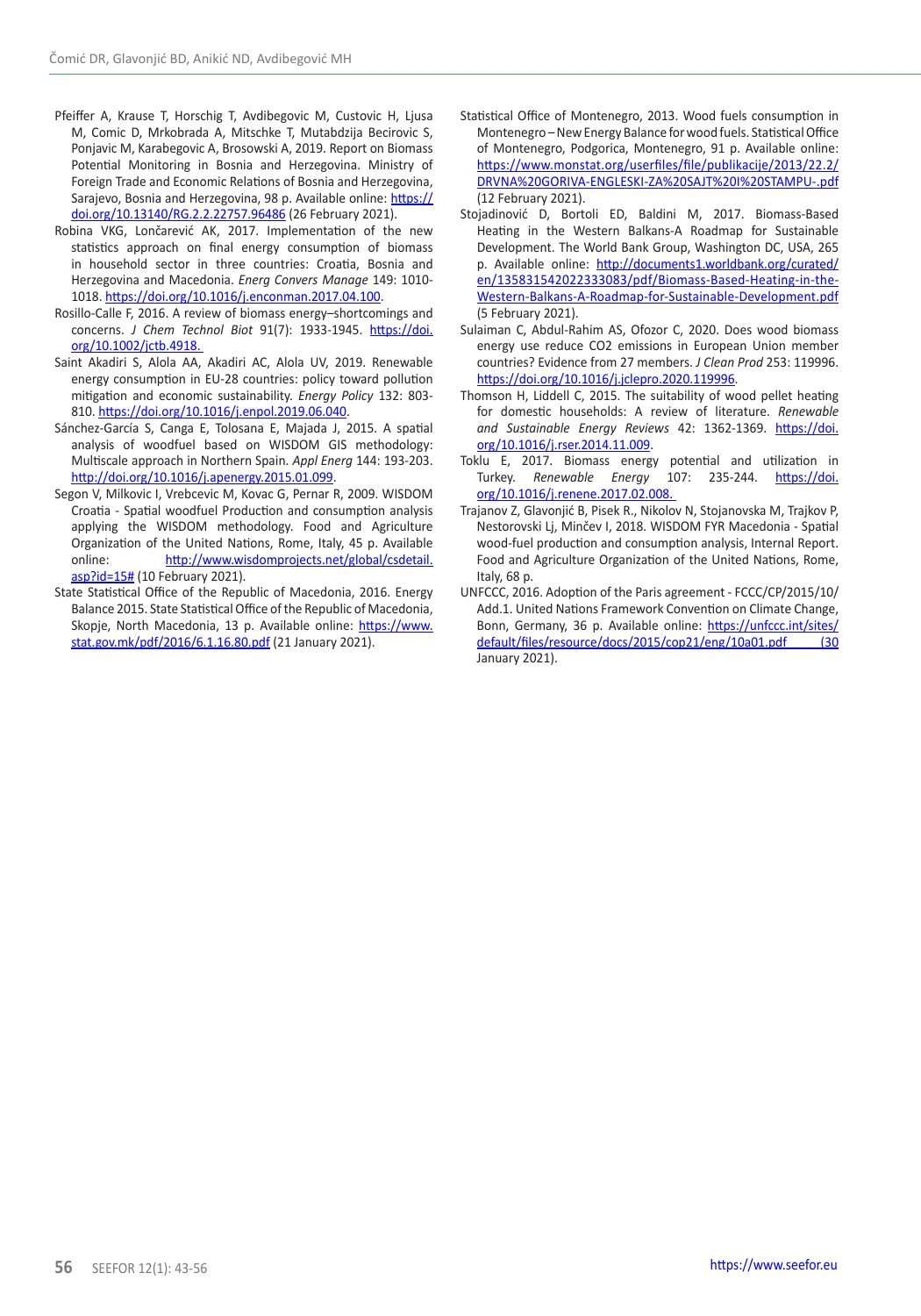Pfeiffer A, Krause T, Horschig T, Avdibegovic M, Custovic H, Ljusa M, Comic D, Mrkobrada A, Mitschke T, Mutabdzija Becirovic S, Ponjavic M, Karabegovic A, Brosowski A, 2019. Report on Biomass Potential Monitoring in Bosnia and Herzegovina. Ministry of Foreign Trade and Economic Relations of Bosnia and Herzegovina, Sarajevo, Bosnia and Herzegovina, 98 p. Available online: https://doi.org/10.13140/RG.2.2.22757.96486 (26 February 2021).

Robina VKG, Lončarević AK, 2017. Implementation of the new statistics approach on final energy consumption of biomass in household sector in three countries: Croatia, Bosnia and Herzegovina and Macedonia. *Energ Convers Manage* 149: 1010-1018. https://doi.org/10.1016/j.enconman.2017.04.100.

Rosillo-Calle F, 2016. A review of biomass energy–shortcomings and concerns. *J Chem Technol Biot* 91(7): 1933-1945. https://doi.org/10.1002/jctb.4918.

Saint Akadiri S, Alola AA, Akadiri AC, Alola UV, 2019. Renewable energy consumption in EU-28 countries: policy toward pollution mitigation and economic sustainability. *Energy Policy* 132: 803-810. https://doi.org/10.1016/j.enpol.2019.06.040.

Sánchez-García S, Canga E, Tolosana E, Majada J, 2015. A spatial analysis of woodfuel based on WISDOM GIS methodology: Multiscale approach in Northern Spain. *Appl Energ* 144: 193-203. http://doi.org/10.1016/j.apenergy.2015.01.099.

Segon V, Milkovic I, Vrebcevic M, Kovac G, Pernar R, 2009. WISDOM Croatia - Spatial woodfuel Production and consumption analysis applying the WISDOM methodology. Food and Agriculture Organization of the United Nations, Rome, Italy, 45 p. Available online: http://www.wisdomprojects.net/global/csdetail.asp?id=15# (10 February 2021).

State Statistical Office of the Republic of Macedonia, 2016. Energy Balance 2015. State Statistical Office of the Republic of Macedonia, Skopje, North Macedonia, 13 p. Available online: https://www.stat.gov.mk/pdf/2016/6.1.16.80.pdf (21 January 2021).

Statistical Office of Montenegro, 2013. Wood fuels consumption in Montenegro – New Energy Balance for wood fuels. Statistical Office of Montenegro, Podgorica, Montenegro, 91 p. Available online: https://www.monstat.org/userfiles/file/publikacije/2013/22.2/DRVNA%20GORIVA-ENGLESKI-ZA%20SAJT%20I%20STAMPU-.pdf (12 February 2021).

Stojadinović D, Bortoli ED, Baldini M, 2017. Biomass-Based Heating in the Western Balkans-A Roadmap for Sustainable Development. The World Bank Group, Washington DC, USA, 265 p. Available online: http://documents1.worldbank.org/curated/en/135831542022333083/pdf/Biomass-Based-Heating-in-the-Western-Balkans-A-Roadmap-for-Sustainable-Development.pdf (5 February 2021).

Sulaiman C, Abdul-Rahim AS, Ofozor C, 2020. Does wood biomass energy use reduce CO2 emissions in European Union member countries? Evidence from 27 members. *J Clean Prod* 253: 119996. https://doi.org/10.1016/j.jclepro.2020.119996.

Thomson H, Liddell C, 2015. The suitability of wood pellet heating for domestic households: A review of literature. *Renewable and Sustainable Energy Reviews* 42: 1362-1369. https://doi.org/10.1016/j.rser.2014.11.009.

Toklu E, 2017. Biomass energy potential and utilization in Turkey. *Renewable Energy* 107: 235-244. https://doi.org/10.1016/j.renene.2017.02.008.

Trajanov Z, Glavonjić B, Pisek R., Nikolov N, Stojanovska M, Trajkov P, Nestorovski Lj, Minčev I, 2018. WISDOM FYR Macedonia - Spatial wood-fuel production and consumption analysis, Internal Report. Food and Agriculture Organization of the United Nations, Rome, Italy, 68 p.

UNFCCC, 2016. Adoption of the Paris agreement - FCCC/CP/2015/10/Add.1. United Nations Framework Convention on Climate Change, Bonn, Germany, 36 p. Available online: https://unfccc.int/sites/default/files/resource/docs/2015/cop21/eng/10a01.pdf (30 January 2021).